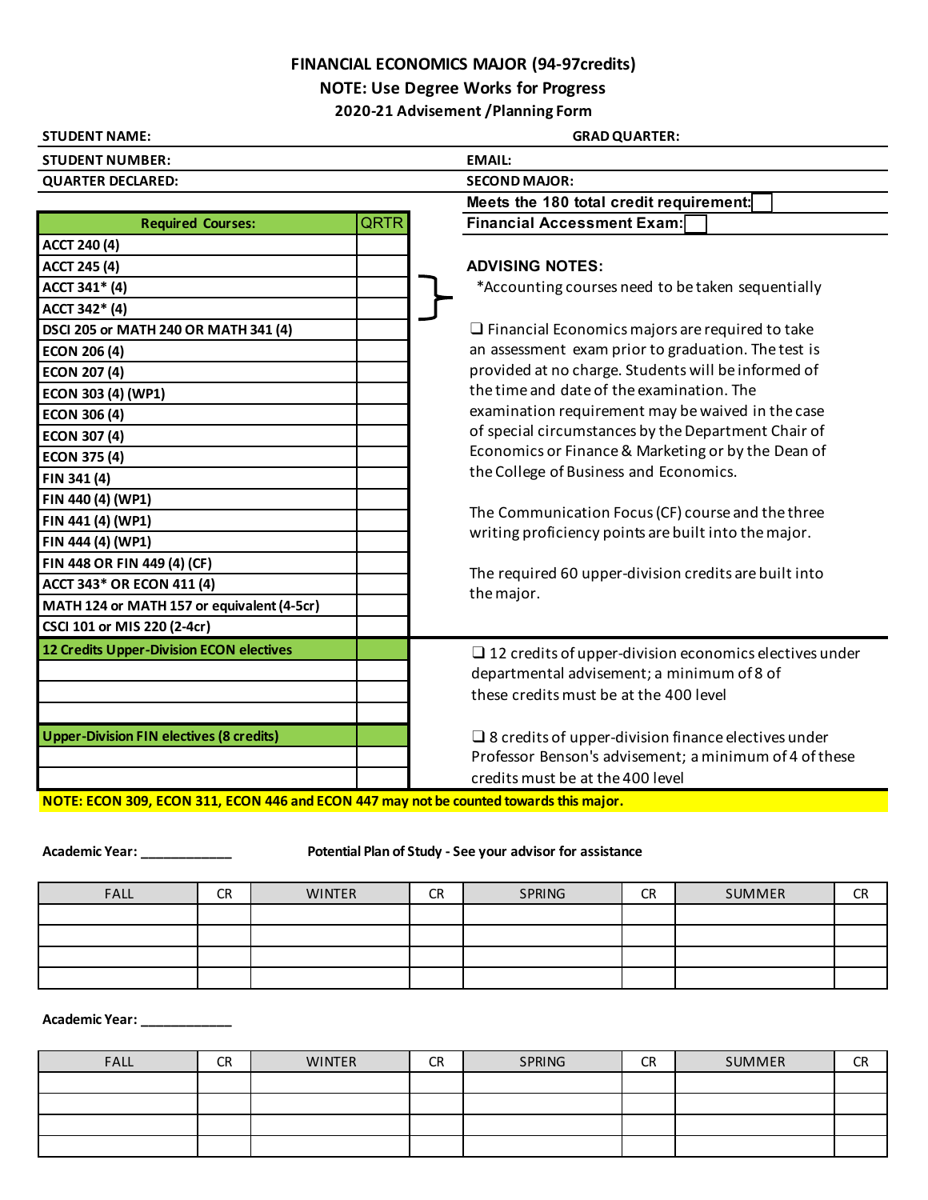# FINANCIAL ECONOMICS MAJOR (94-97credits)

**NOTE: Use Degree Works for Progress**

**2020-21 Advisement /Planning Form**

**STUDENT NAME:** **GRAD QUARTER:**

**STUDENT NUMBER:** **EMAIL:**

**QUARTER DECLARED:** **SECOND MAJOR:**

**Meets the 180 total credit requirement:** ☐

**Financial Accessment Exam:** ☐

| Required Courses: | QRTR |
|---|---|
| ACCT 240 (4) | |
| ACCT 245 (4) | |
| ACCT 341* (4) | |
| ACCT 342* (4) | |
| DSCI 205 or MATH 240 OR MATH 341 (4) | |
| ECON 206 (4) | |
| ECON 207 (4) | |
| ECON 303 (4) (WP1) | |
| ECON 306 (4) | |
| ECON 307 (4) | |
| ECON 375 (4) | |
| FIN 341 (4) | |
| FIN 440 (4) (WP1) | |
| FIN 441 (4) (WP1) | |
| FIN 444 (4) (WP1) | |
| FIN 448 OR FIN 449 (4) (CF) | |
| ACCT 343* OR ECON 411 (4) | |
| MATH 124 or MATH 157 or equivalent (4-5cr) | |
| CSCI 101 or MIS 220 (2-4cr) | |
| **12 Credits Upper-Division ECON electives** | |
| | |
| | |
| | |
| **Upper-Division FIN electives (8 credits)** | |
| | |
| | |

## ADVISING NOTES:

*Accounting courses need to be taken sequentially

❑ Financial Economics majors are required to take an assessment exam prior to graduation. The test is provided at no charge. Students will be informed of the time and date of the examination. The examination requirement may be waived in the case of special circumstances by the Department Chair of Economics or Finance & Marketing or by the Dean of the College of Business and Economics.

The Communication Focus (CF) course and the three writing proficiency points are built into the major.

The required 60 upper-division credits are built into the major.

❑ 12 credits of upper-division economics electives under departmental advisement; a minimum of 8 of these credits must be at the 400 level

❑ 8 credits of upper-division finance electives under Professor Benson's advisement; a minimum of 4 of these credits must be at the 400 level

**NOTE: ECON 309, ECON 311, ECON 446 and ECON 447 may not be counted towards this major.**

**Academic Year: ____________** **Potential Plan of Study - See your advisor for assistance**

| FALL | CR | WINTER | CR | SPRING | CR | SUMMER | CR |
|---|---|---|---|---|---|---|---|
| | | | | | | | |
| | | | | | | | |
| | | | | | | | |
| | | | | | | | |

**Academic Year: ____________**

| FALL | CR | WINTER | CR | SPRING | CR | SUMMER | CR |
|---|---|---|---|---|---|---|---|
| | | | | | | | |
| | | | | | | | |
| | | | | | | | |
| | | | | | | | |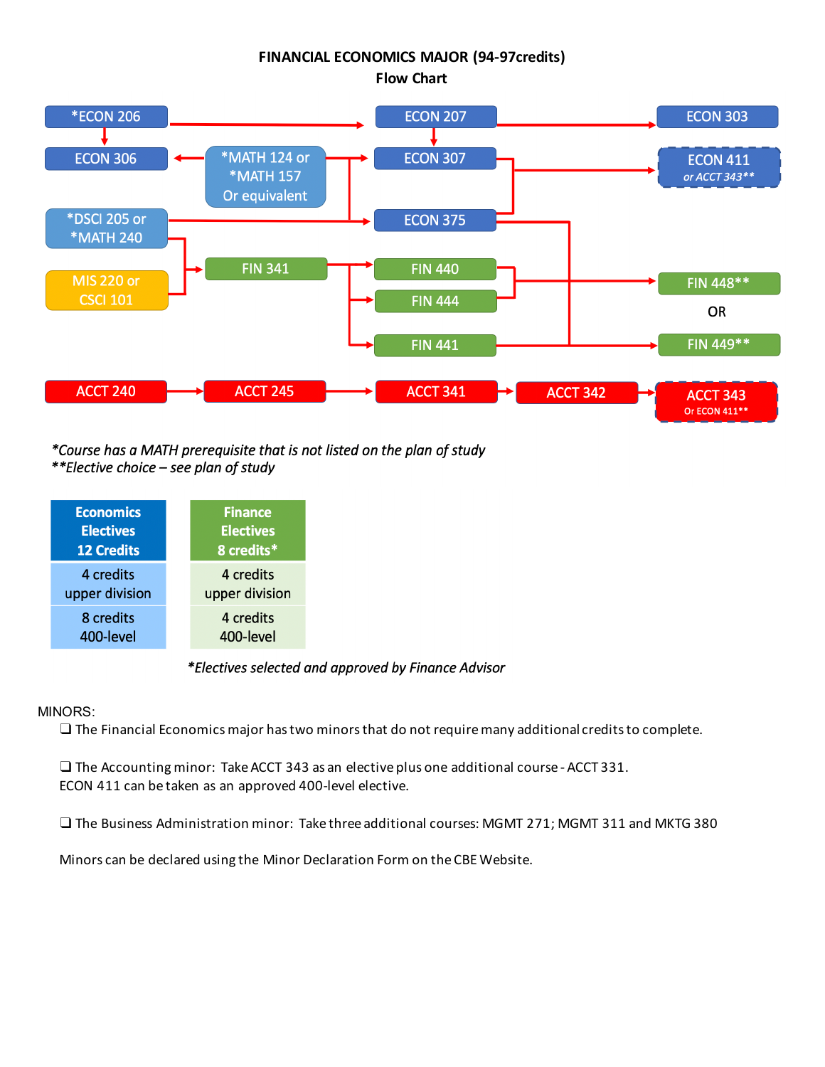**FINANCIAL ECONOMICS MAJOR (94-97credits)**
**Flow Chart**

*ECON 206

ECON 207

ECON 303

ECON 306

*MATH 124 or *MATH 157 Or equivalent

ECON 307

ECON 411 *or ACCT 343***

*DSCI 205 or *MATH 240

ECON 375

MIS 220 or CSCI 101

FIN 341

FIN 440

FIN 444

FIN 448**

OR

FIN 441

FIN 449**

ACCT 240

ACCT 245

ACCT 341

ACCT 342

ACCT 343 Or ECON 411**

**Course has a MATH prerequisite that is not listed on the plan of study*
***Elective choice – see plan of study*

| Economics Electives 12 Credits | Finance Electives 8 credits* |
|---|---|
| 4 credits upper division | 4 credits upper division |
| 8 credits 400-level | 4 credits 400-level |

**Electives selected and approved by Finance Advisor*

MINORS:

- ❑ The Financial Economics major has two minors that do not require many additional credits to complete.
- ❑ The Accounting minor: Take ACCT 343 as an elective plus one additional course - ACCT 331. ECON 411 can be taken as an approved 400-level elective.
- ❑ The Business Administration minor: Take three additional courses: MGMT 271; MGMT 311 and MKTG 380

Minors can be declared using the Minor Declaration Form on the CBE Website.